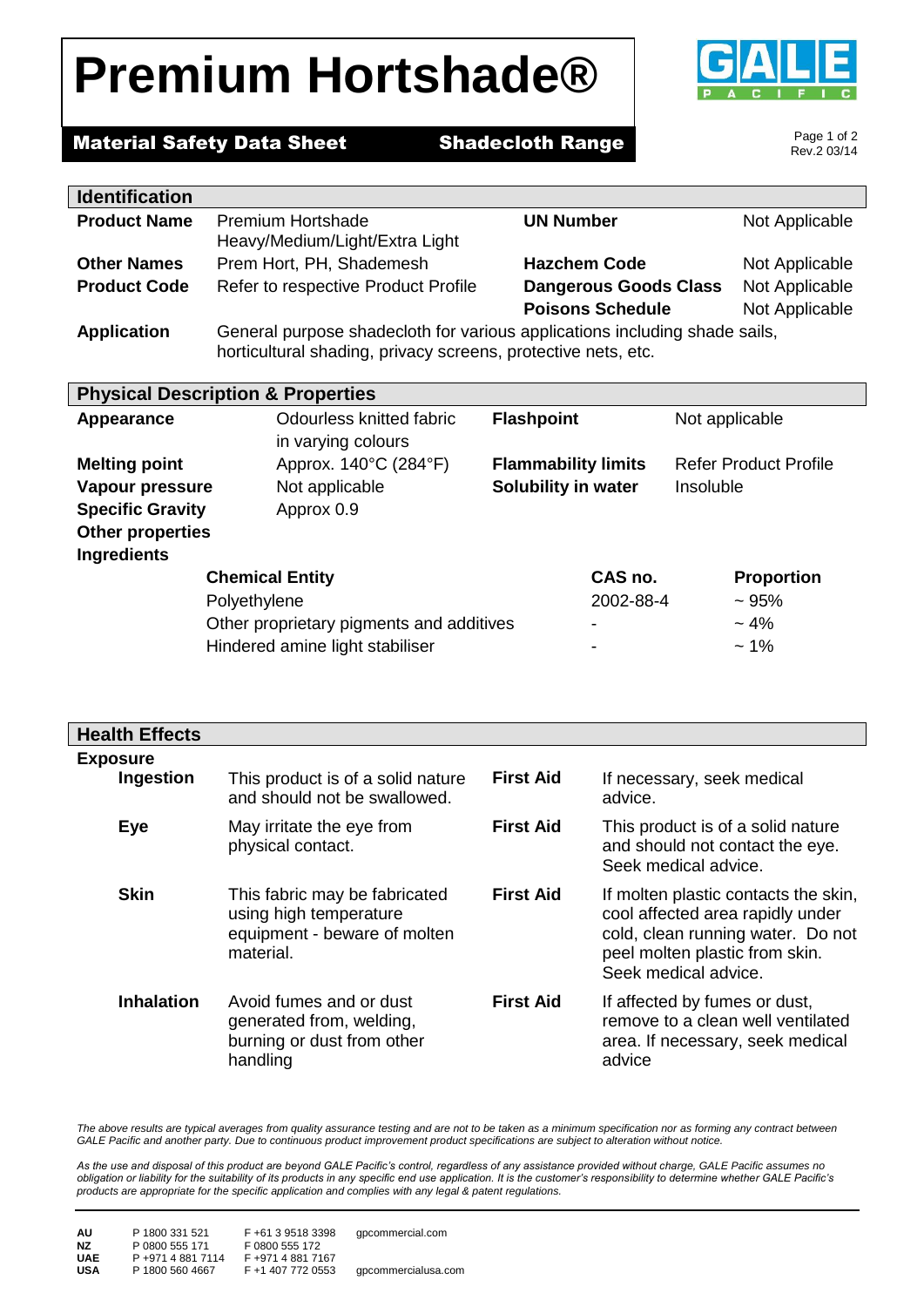# Premium Hortshade®

**Material Safety Data Sheet** **Shadecloth Range**

Rev.2 03/14

## Identification

| | | | |
|---|---|---|---|
| **Product Name** | Premium Hortshade Heavy/Medium/Light/Extra Light | **UN Number** | Not Applicable |
| **Other Names** | Prem Hort, PH, Shademesh | **Hazchem Code** | Not Applicable |
| **Product Code** | Refer to respective Product Profile | **Dangerous Goods Class** | Not Applicable |
| | | **Poisons Schedule** | Not Applicable |

**Application** General purpose shadecloth for various applications including shade sails, horticultural shading, privacy screens, protective nets, etc.

## Physical Description & Properties

| | | | |
|---|---|---|---|
| **Appearance** | Odourless knitted fabric in varying colours | **Flashpoint** | Not applicable |
| **Melting point** | Approx. 140°C (284°F) | **Flammability limits** | Refer Product Profile |
| **Vapour pressure** | Not applicable | **Solubility in water** | Insoluble |
| **Specific Gravity** | Approx 0.9 | | |
| **Other properties** | | | |

**Ingredients**

| Chemical Entity | CAS no. | Proportion |
|---|---|---|
| Polyethylene | 2002-88-4 | ~ 95% |
| Other proprietary pigments and additives | - | ~ 4% |
| Hindered amine light stabiliser | - | ~ 1% |

## Health Effects

**Exposure**

| | | | |
|---|---|---|---|
| **Ingestion** | This product is of a solid nature and should not be swallowed. | **First Aid** | If necessary, seek medical advice. |
| **Eye** | May irritate the eye from physical contact. | **First Aid** | This product is of a solid nature and should not contact the eye. Seek medical advice. |
| **Skin** | This fabric may be fabricated using high temperature equipment - beware of molten material. | **First Aid** | If molten plastic contacts the skin, cool affected area rapidly under cold, clean running water. Do not peel molten plastic from skin. Seek medical advice. |
| **Inhalation** | Avoid fumes and or dust generated from, welding, burning or dust from other handling | **First Aid** | If affected by fumes or dust, remove to a clean well ventilated area. If necessary, seek medical advice |

*The above results are typical averages from quality assurance testing and are not to be taken as a minimum specification nor as forming any contract between GALE Pacific and another party. Due to continuous product improvement product specifications are subject to alteration without notice.*

*As the use and disposal of this product are beyond GALE Pacific's control, regardless of any assistance provided without charge, GALE Pacific assumes no obligation or liability for the suitability of its products in any specific end use application. It is the customer's responsibility to determine whether GALE Pacific's products are appropriate for the specific application and complies with any legal & patent regulations.*

| | | | |
|---|---|---|---|
| **AU** | P 1800 331 521 | F +61 3 9518 3398 | gpcommercial.com |
| **NZ** | P 0800 555 171 | F 0800 555 172 | |
| **UAE** | P +971 4 881 7114 | F +971 4 881 7167 | |
| **USA** | P 1800 560 4667 | F +1 407 772 0553 | gpcommercialusa.com |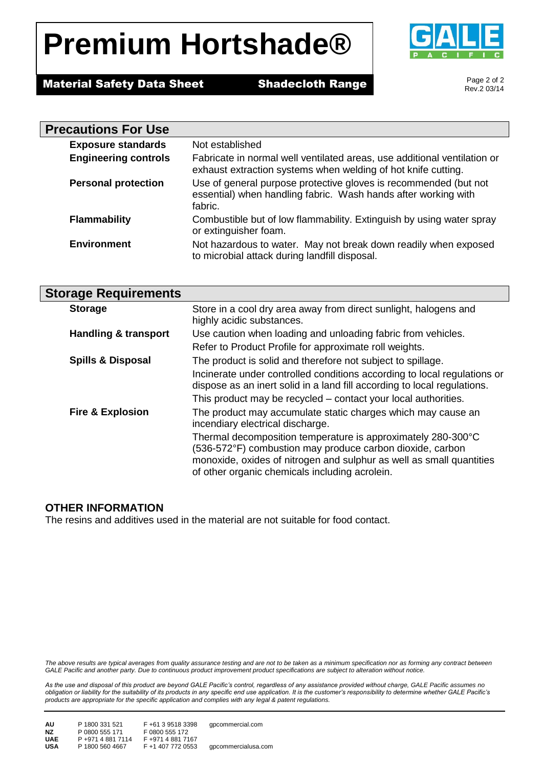# Premium Hortshade®

**Material Safety Data Sheet** **Shadecloth Range**

Rev.2 03/14

## Precautions For Use

| | |
|---|---|
| **Exposure standards** | Not established |
| **Engineering controls** | Fabricate in normal well ventilated areas, use additional ventilation or exhaust extraction systems when welding of hot knife cutting. |
| **Personal protection** | Use of general purpose protective gloves is recommended (but not essential) when handling fabric. Wash hands after working with fabric. |
| **Flammability** | Combustible but of low flammability. Extinguish by using water spray or extinguisher foam. |
| **Environment** | Not hazardous to water. May not break down readily when exposed to microbial attack during landfill disposal. |

## Storage Requirements

| | |
|---|---|
| **Storage** | Store in a cool dry area away from direct sunlight, halogens and highly acidic substances. |
| **Handling & transport** | Use caution when loading and unloading fabric from vehicles. Refer to Product Profile for approximate roll weights. |
| **Spills & Disposal** | The product is solid and therefore not subject to spillage. Incinerate under controlled conditions according to local regulations or dispose as an inert solid in a land fill according to local regulations. This product may be recycled – contact your local authorities. |
| **Fire & Explosion** | The product may accumulate static charges which may cause an incendiary electrical discharge. Thermal decomposition temperature is approximately 280-300°C (536-572°F) combustion may produce carbon dioxide, carbon monoxide, oxides of nitrogen and sulphur as well as small quantities of other organic chemicals including acrolein. |

### OTHER INFORMATION

The resins and additives used in the material are not suitable for food contact.

*The above results are typical averages from quality assurance testing and are not to be taken as a minimum specification nor as forming any contract between GALE Pacific and another party. Due to continuous product improvement product specifications are subject to alteration without notice.*

*As the use and disposal of this product are beyond GALE Pacific's control, regardless of any assistance provided without charge, GALE Pacific assumes no obligation or liability for the suitability of its products in any specific end use application. It is the customer's responsibility to determine whether GALE Pacific's products are appropriate for the specific application and complies with any legal & patent regulations.*

| | | | |
|---|---|---|---|
| **AU** | P 1800 331 521 | F +61 3 9518 3398 | gpcommercial.com |
| **NZ** | P 0800 555 171 | F 0800 555 172 | |
| **UAE** | P +971 4 881 7114 | F +971 4 881 7167 | |
| **USA** | P 1800 560 4667 | F +1 407 772 0553 | gpcommercialusa.com |